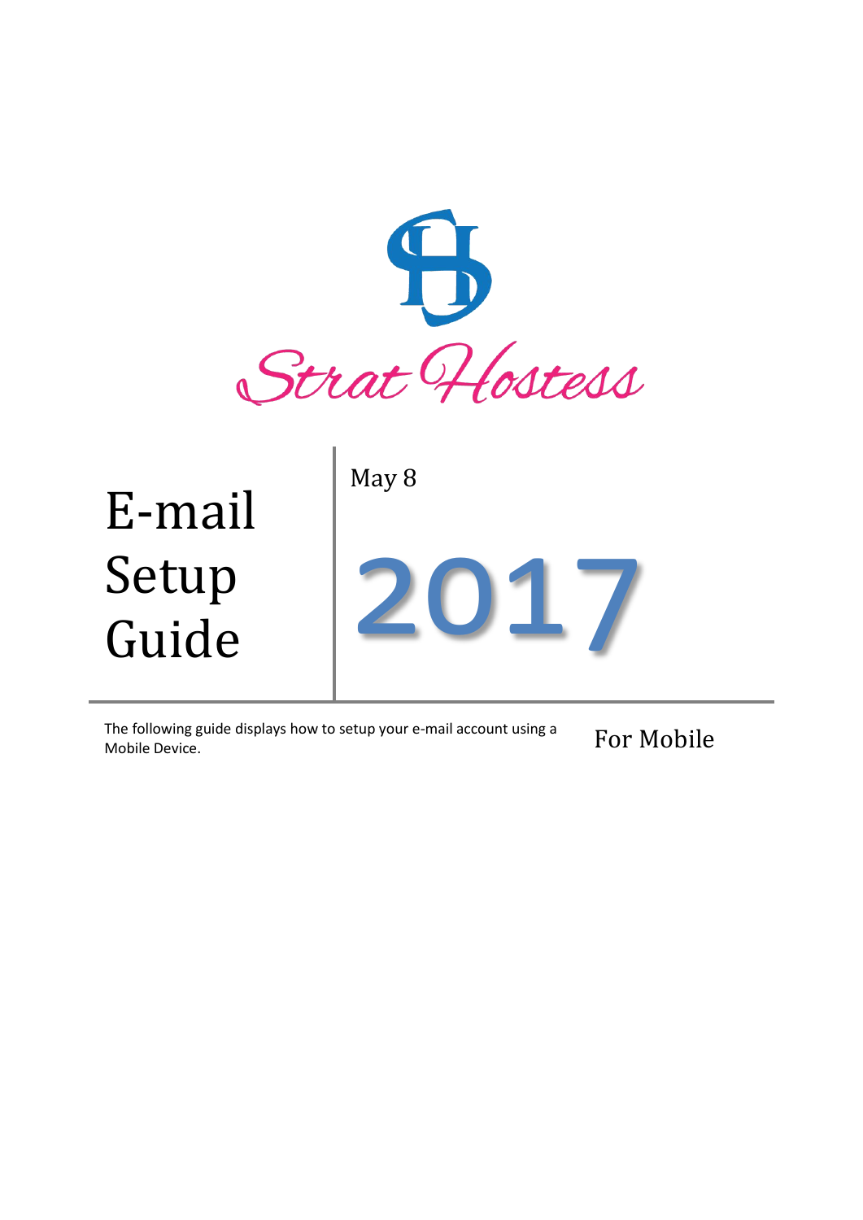Strat Hostess

# E-mail Setup Guide

May 8

2017

The following guide displays how to setup your e-mail account using a Mobile Device.

For Mobile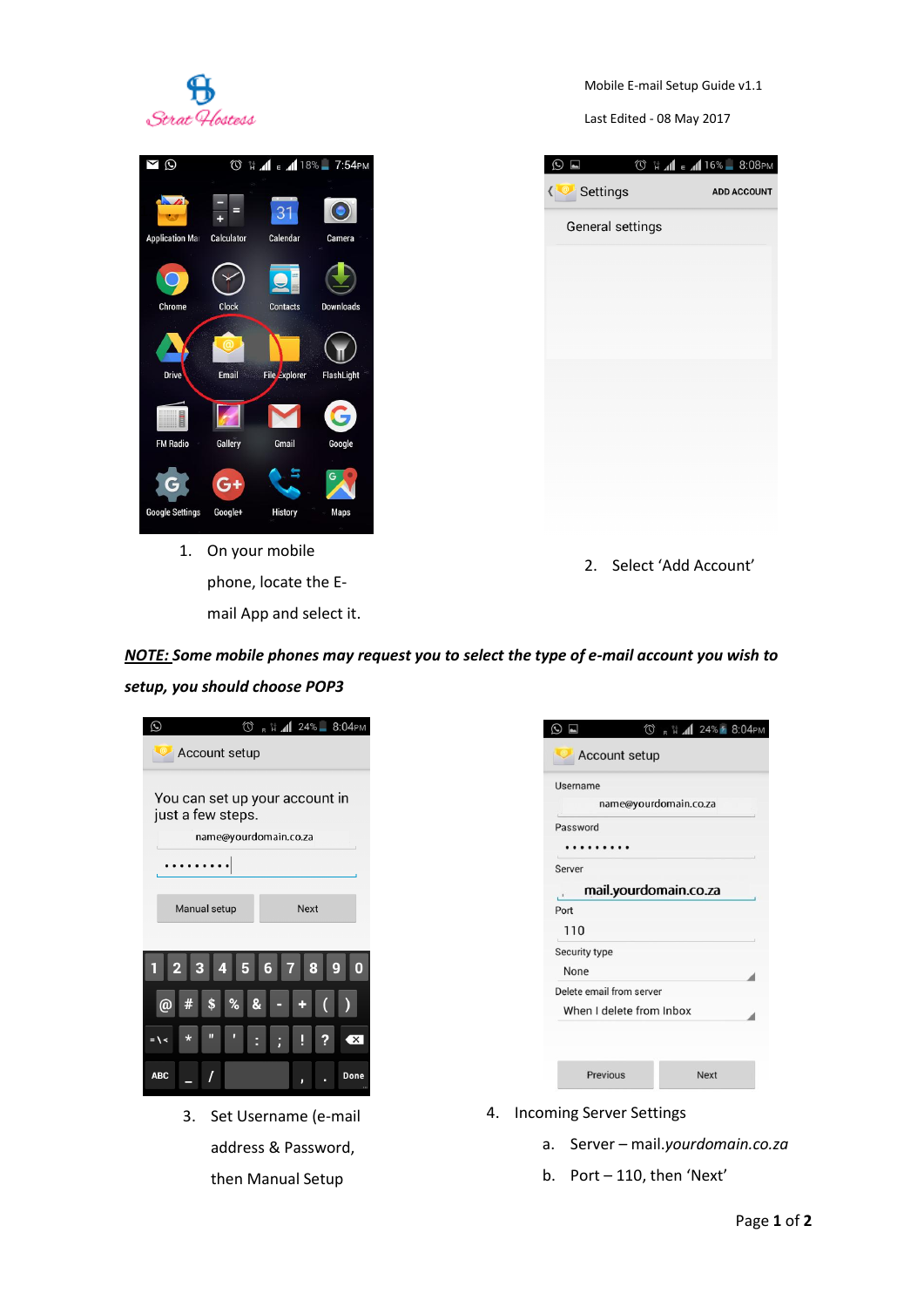Mobile E-mail Setup Guide v1.1

Last Edited - 08 May 2017

1. On your mobile phone, locate the E-mail App and select it.

2. Select 'Add Account'

***NOTE:** Some mobile phones may request you to select the type of e-mail account you wish to setup, you should choose POP3*

3. Set Username (e-mail address & Password, then Manual Setup

4. Incoming Server Settings
   a. Server – mail.*yourdomain.co.za*
   b. Port – 110, then 'Next'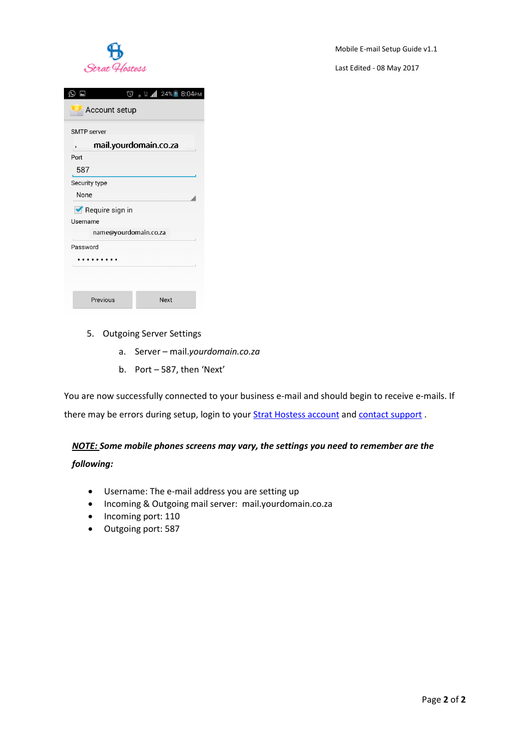5. Outgoing Server Settings
    a. Server – mail.*yourdomain.co.za*
    b. Port – 587, then 'Next'

You are now successfully connected to your business e-mail and should begin to receive e-mails. If there may be errors during setup, login to your Strat Hostess account and contact support .

***NOTE:* Some mobile phones screens may vary, the settings you need to remember are the following:**

- Username: The e-mail address you are setting up
- Incoming & Outgoing mail server: mail.yourdomain.co.za
- Incoming port: 110
- Outgoing port: 587